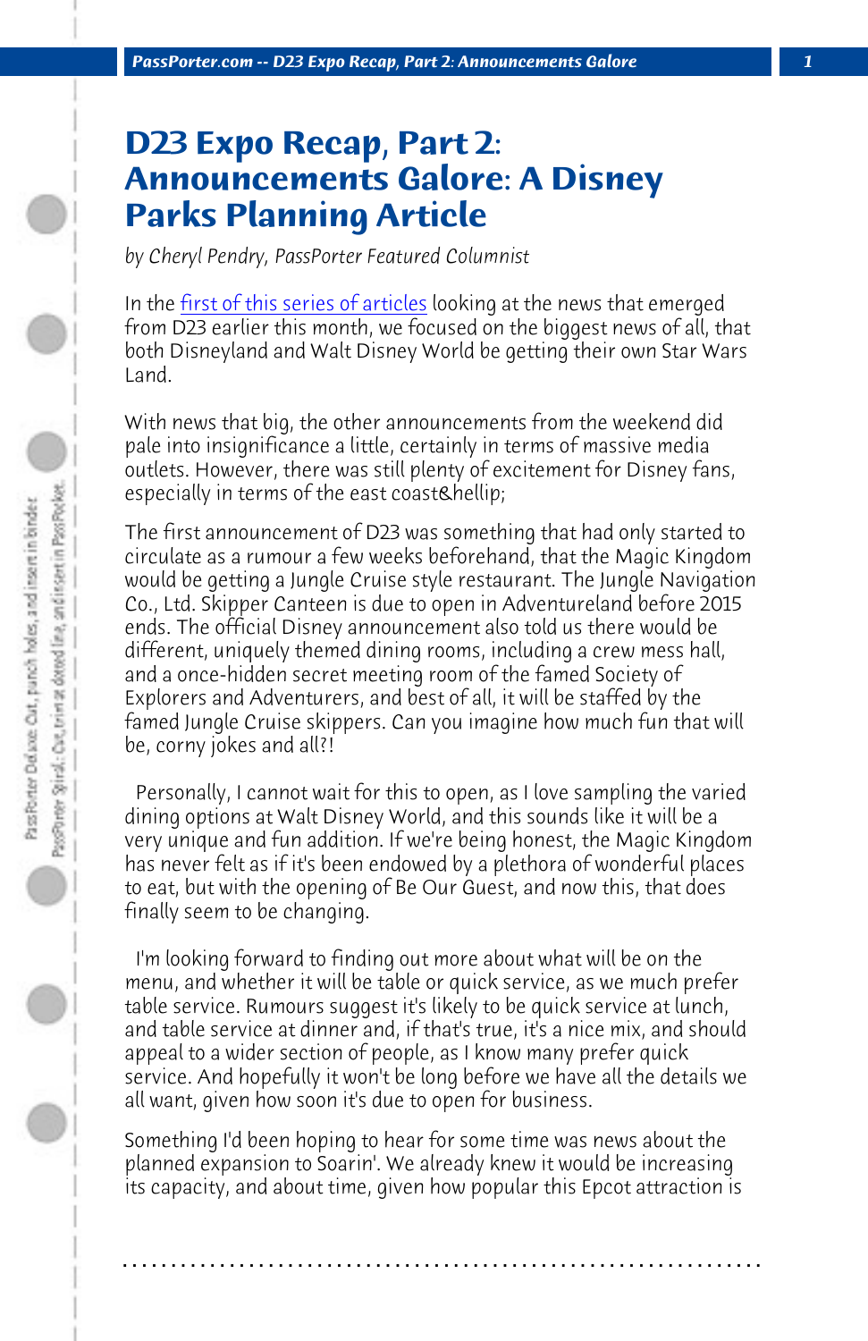# D23 Expo Recap, Part 2: Announcements Galore: A Disney Parks Planning Article

*by Cheryl Pendry, PassPorter Featured Columnist*

In the first of this series of articles looking at the news that emerged from D23 earlier this month, we focused on the biggest news of all, that both Disneyland and Walt Disney World be getting their own Star Wars Land.

With news that big, the other announcements from the weekend did pale into insignificance a little, certainly in terms of massive media outlets. However, there was still plenty of excitement for Disney fans, especially in terms of the east coast&hellip;

The first announcement of D23 was something that had only started to circulate as a rumour a few weeks beforehand, that the Magic Kingdom would be getting a Jungle Cruise style restaurant. The Jungle Navigation Co., Ltd. Skipper Canteen is due to open in Adventureland before 2015 ends. The official Disney announcement also told us there would be different, uniquely themed dining rooms, including a crew mess hall, and a once-hidden secret meeting room of the famed Society of Explorers and Adventurers, and best of all, it will be staffed by the famed Jungle Cruise skippers. Can you imagine how much fun that will be, corny jokes and all?!

Personally, I cannot wait for this to open, as I love sampling the varied dining options at Walt Disney World, and this sounds like it will be a very unique and fun addition. If we're being honest, the Magic Kingdom has never felt as if it's been endowed by a plethora of wonderful places to eat, but with the opening of Be Our Guest, and now this, that does finally seem to be changing.

I'm looking forward to finding out more about what will be on the menu, and whether it will be table or quick service, as we much prefer table service. Rumours suggest it's likely to be quick service at lunch, and table service at dinner and, if that's true, it's a nice mix, and should appeal to a wider section of people, as I know many prefer quick service. And hopefully it won't be long before we have all the details we all want, given how soon it's due to open for business.

Something I'd been hoping to hear for some time was news about the planned expansion to Soarin'. We already knew it would be increasing its capacity, and about time, given how popular this Epcot attraction is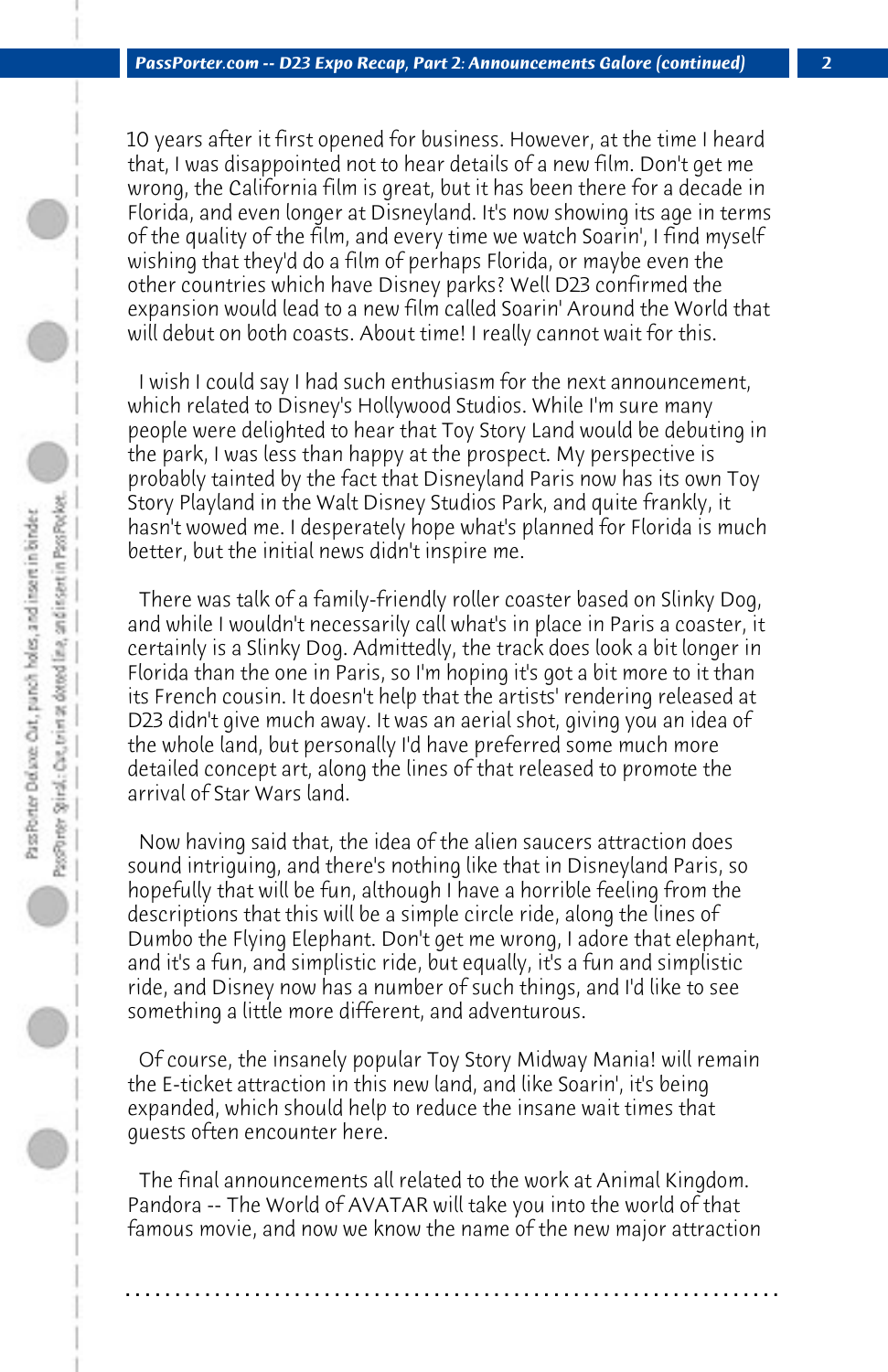10 years after it first opened for business. However, at the time I heard that, I was disappointed not to hear details of a new film. Don't get me wrong, the California film is great, but it has been there for a decade in Florida, and even longer at Disneyland. It's now showing its age in terms of the quality of the film, and every time we watch Soarin', I find myself wishing that they'd do a film of perhaps Florida, or maybe even the other countries which have Disney parks? Well D23 confirmed the expansion would lead to a new film called Soarin' Around the World that will debut on both coasts. About time! I really cannot wait for this.

I wish I could say I had such enthusiasm for the next announcement, which related to Disney's Hollywood Studios. While I'm sure many people were delighted to hear that Toy Story Land would be debuting in the park, I was less than happy at the prospect. My perspective is probably tainted by the fact that Disneyland Paris now has its own Toy Story Playland in the Walt Disney Studios Park, and quite frankly, it hasn't wowed me. I desperately hope what's planned for Florida is much better, but the initial news didn't inspire me.

There was talk of a family-friendly roller coaster based on Slinky Dog, and while I wouldn't necessarily call what's in place in Paris a coaster, it certainly is a Slinky Dog. Admittedly, the track does look a bit longer in Florida than the one in Paris, so I'm hoping it's got a bit more to it than its French cousin. It doesn't help that the artists' rendering released at D23 didn't give much away. It was an aerial shot, giving you an idea of the whole land, but personally I'd have preferred some much more detailed concept art, along the lines of that released to promote the arrival of Star Wars land.

Now having said that, the idea of the alien saucers attraction does sound intriguing, and there's nothing like that in Disneyland Paris, so hopefully that will be fun, although I have a horrible feeling from the descriptions that this will be a simple circle ride, along the lines of Dumbo the Flying Elephant. Don't get me wrong, I adore that elephant, and it's a fun, and simplistic ride, but equally, it's a fun and simplistic ride, and Disney now has a number of such things, and I'd like to see something a little more different, and adventurous.

Of course, the insanely popular Toy Story Midway Mania! will remain the E-ticket attraction in this new land, and like Soarin', it's being expanded, which should help to reduce the insane wait times that guests often encounter here.

The final announcements all related to the work at Animal Kingdom. Pandora -- The World of AVATAR will take you into the world of that famous movie, and now we know the name of the new major attraction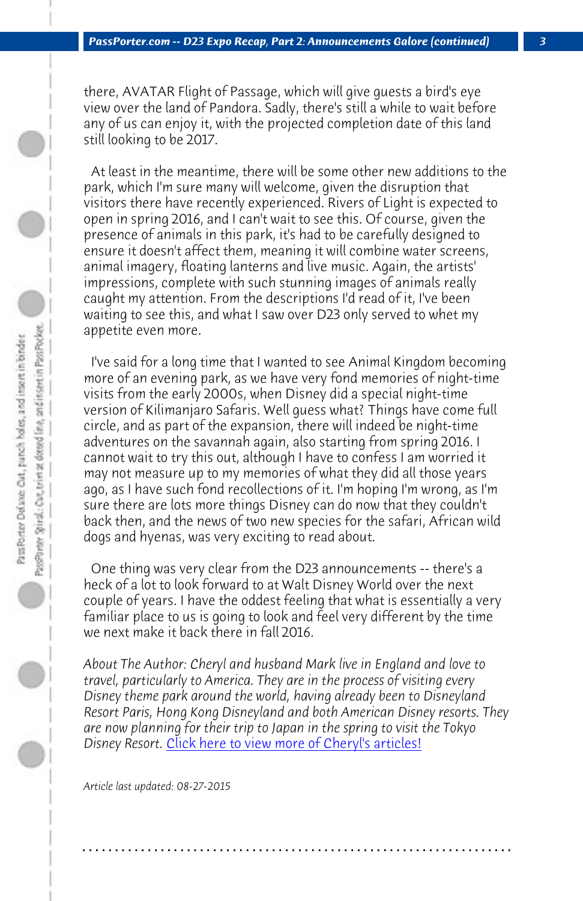there, AVATAR Flight of Passage, which will give guests a bird's eye view over the land of Pandora. Sadly, there's still a while to wait before any of us can enjoy it, with the projected completion date of this land still looking to be 2017.

At least in the meantime, there will be some other new additions to the park, which I'm sure many will welcome, given the disruption that visitors there have recently experienced. Rivers of Light is expected to open in spring 2016, and I can't wait to see this. Of course, given the presence of animals in this park, it's had to be carefully designed to ensure it doesn't affect them, meaning it will combine water screens, animal imagery, floating lanterns and live music. Again, the artists' impressions, complete with such stunning images of animals really caught my attention. From the descriptions I'd read of it, I've been waiting to see this, and what I saw over D23 only served to whet my appetite even more.

I've said for a long time that I wanted to see Animal Kingdom becoming more of an evening park, as we have very fond memories of night-time visits from the early 2000s, when Disney did a special night-time version of Kilimanjaro Safaris. Well guess what? Things have come full circle, and as part of the expansion, there will indeed be night-time adventures on the savannah again, also starting from spring 2016. I cannot wait to try this out, although I have to confess I am worried it may not measure up to my memories of what they did all those years ago, as I have such fond recollections of it. I'm hoping I'm wrong, as I'm sure there are lots more things Disney can do now that they couldn't back then, and the news of two new species for the safari, African wild dogs and hyenas, was very exciting to read about.

One thing was very clear from the D23 announcements -- there's a heck of a lot to look forward to at Walt Disney World over the next couple of years. I have the oddest feeling that what is essentially a very familiar place to us is going to look and feel very different by the time we next make it back there in fall 2016.

*About The Author: Cheryl and husband Mark live in England and love to travel, particularly to America. They are in the process of visiting every Disney theme park around the world, having already been to Disneyland Resort Paris, Hong Kong Disneyland and both American Disney resorts. They are now planning for their trip to Japan in the spring to visit the Tokyo Disney Resort.* Click here to view more of Cheryl's articles!

*Article last updated: 08-27-2015*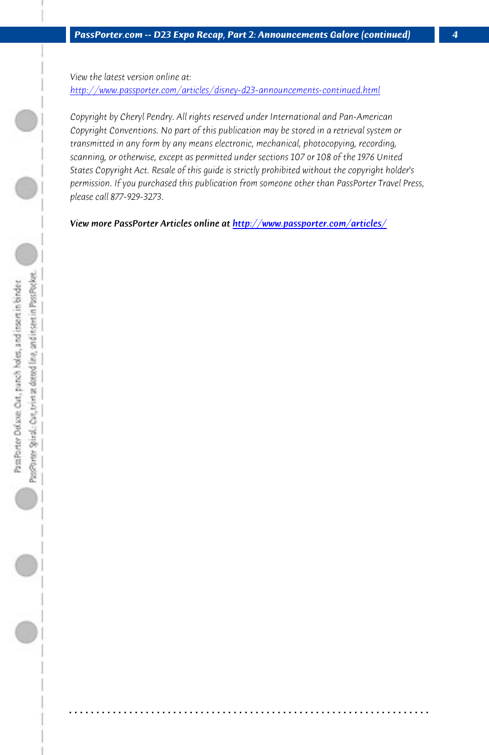*View the latest version online at:*
*http://www.passporter.com/articles/disney-d23-announcements-continued.html*

*Copyright by Cheryl Pendry. All rights reserved under International and Pan-American Copyright Conventions. No part of this publication may be stored in a retrieval system or transmitted in any form by any means electronic, mechanical, photocopying, recording, scanning, or otherwise, except as permitted under sections 107 or 108 of the 1976 United States Copyright Act. Resale of this guide is strictly prohibited without the copyright holder's permission. If you purchased this publication from someone other than PassPorter Travel Press, please call 877-929-3273.*

***View more PassPorter Articles online at http://www.passporter.com/articles/***